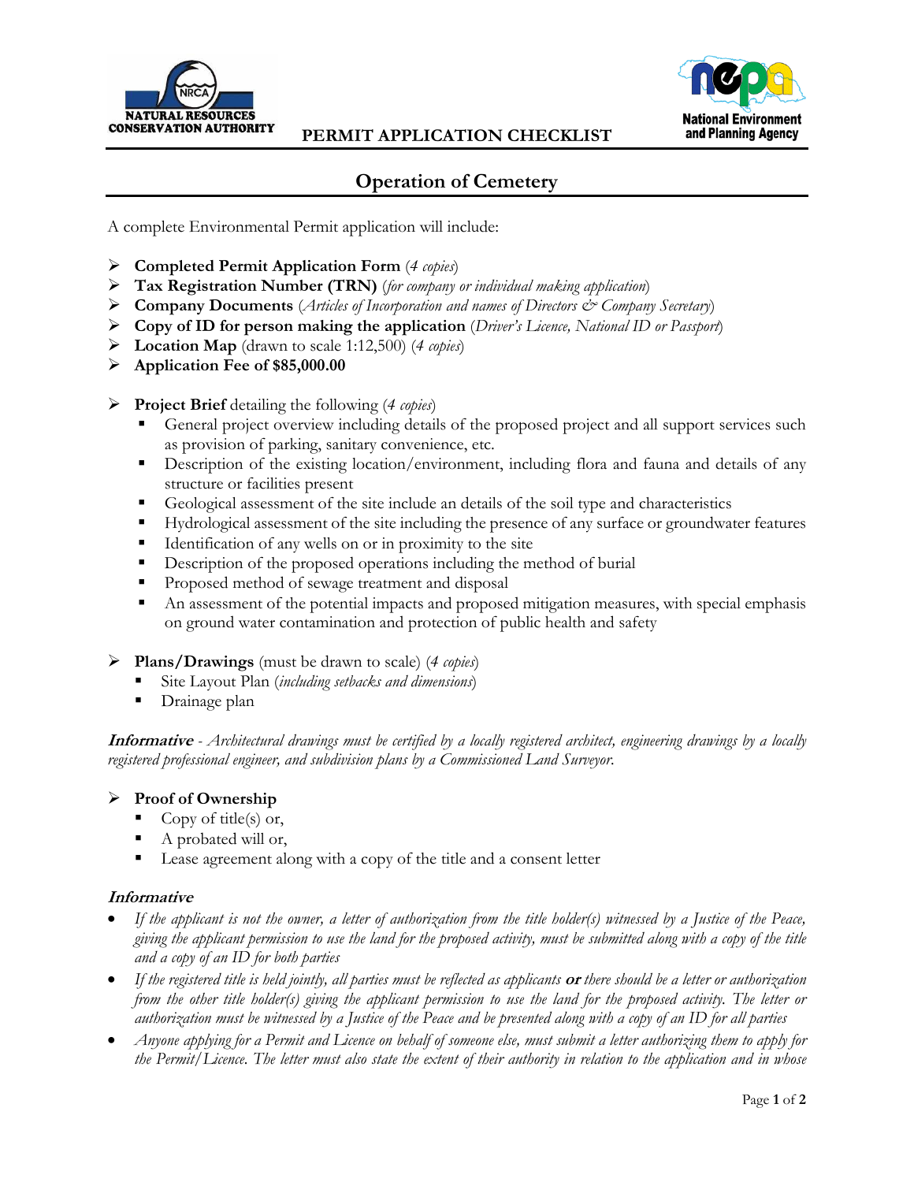NATURAL RESOURCES CONSERVATION AUTHORITY

National Environment and Planning Agency

**PERMIT APPLICATION CHECKLIST**

# Operation of Cemetery

A complete Environmental Permit application will include:

- **Completed Permit Application Form** (*4 copies*)
- **Tax Registration Number (TRN)** (*for company or individual making application*)
- **Company Documents** (*Articles of Incorporation and names of Directors & Company Secretary*)
- **Copy of ID for person making the application** (*Driver's Licence, National ID or Passport*)
- **Location Map** (drawn to scale 1:12,500) (*4 copies*)
- **Application Fee of $85,000.00**

- **Project Brief** detailing the following (*4 copies*)
  - General project overview including details of the proposed project and all support services such as provision of parking, sanitary convenience, etc.
  - Description of the existing location/environment, including flora and fauna and details of any structure or facilities present
  - Geological assessment of the site include an details of the soil type and characteristics
  - Hydrological assessment of the site including the presence of any surface or groundwater features
  - Identification of any wells on or in proximity to the site
  - Description of the proposed operations including the method of burial
  - Proposed method of sewage treatment and disposal
  - An assessment of the potential impacts and proposed mitigation measures, with special emphasis on ground water contamination and protection of public health and safety

- **Plans/Drawings** (must be drawn to scale) (*4 copies*)
  - Site Layout Plan (*including setbacks and dimensions*)
  - Drainage plan

***Informative*** - *Architectural drawings must be certified by a locally registered architect, engineering drawings by a locally registered professional engineer, and subdivision plans by a Commissioned Land Surveyor.*

- **Proof of Ownership**
  - Copy of title(s) or,
  - A probated will or,
  - Lease agreement along with a copy of the title and a consent letter

***Informative***

- *If the applicant is not the owner, a letter of authorization from the title holder(s) witnessed by a Justice of the Peace, giving the applicant permission to use the land for the proposed activity, must be submitted along with a copy of the title and a copy of an ID for both parties*
- *If the registered title is held jointly, all parties must be reflected as applicants* ***or*** *there should be a letter or authorization from the other title holder(s) giving the applicant permission to use the land for the proposed activity. The letter or authorization must be witnessed by a Justice of the Peace and be presented along with a copy of an ID for all parties*
- *Anyone applying for a Permit and Licence on behalf of someone else, must submit a letter authorizing them to apply for the Permit/Licence. The letter must also state the extent of their authority in relation to the application and in whose*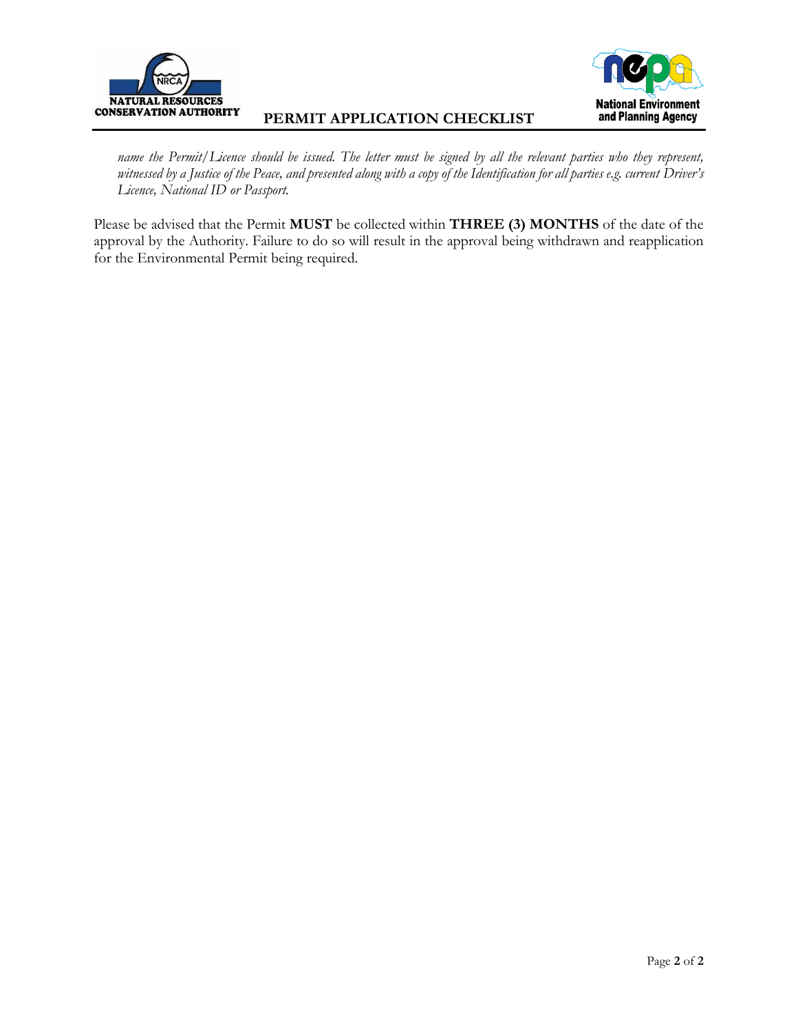*name the Permit/Licence should be issued. The letter must be signed by all the relevant parties who they represent, witnessed by a Justice of the Peace, and presented along with a copy of the Identification for all parties e.g. current Driver's Licence, National ID or Passport.*

Please be advised that the Permit **MUST** be collected within **THREE (3) MONTHS** of the date of the approval by the Authority. Failure to do so will result in the approval being withdrawn and reapplication for the Environmental Permit being required.